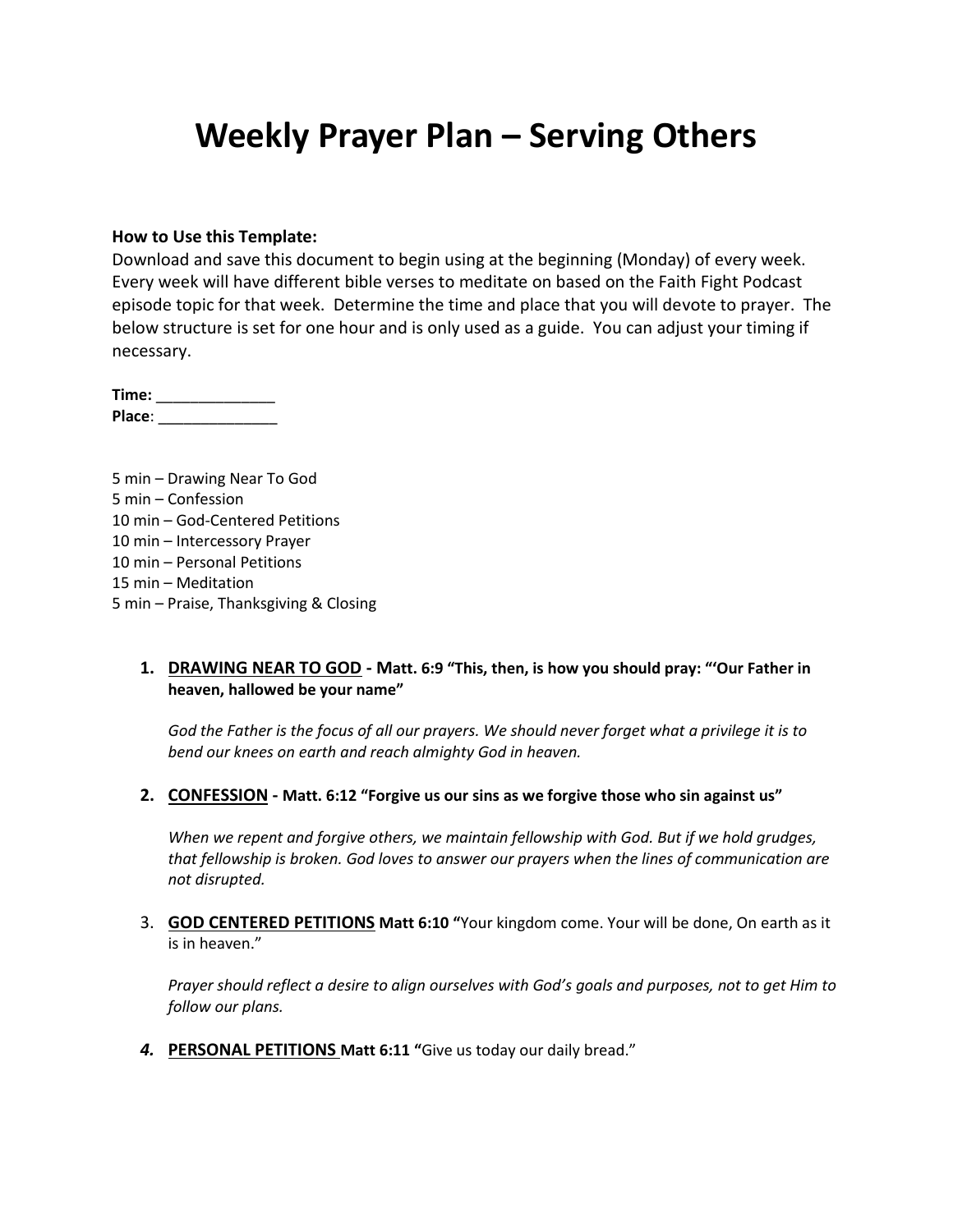# Weekly Prayer Plan – Serving Others

**How to Use this Template:**
Download and save this document to begin using at the beginning (Monday) of every week. Every week will have different bible verses to meditate on based on the Faith Fight Podcast episode topic for that week. Determine the time and place that you will devote to prayer. The below structure is set for one hour and is only used as a guide. You can adjust your timing if necessary.

**Time:** ______________
**Place**: ______________

5 min – Drawing Near To God
5 min – Confession
10 min – God-Centered Petitions
10 min – Intercessory Prayer
10 min – Personal Petitions
15 min – Meditation
5 min – Praise, Thanksgiving & Closing

1. **DRAWING NEAR TO GOD - Matt. 6:9 "This, then, is how you should pray: "'Our Father in heaven, hallowed be your name"**

   *God the Father is the focus of all our prayers. We should never forget what a privilege it is to bend our knees on earth and reach almighty God in heaven.*

2. **CONFESSION - Matt. 6:12 "Forgive us our sins as we forgive those who sin against us"**

   *When we repent and forgive others, we maintain fellowship with God. But if we hold grudges, that fellowship is broken. God loves to answer our prayers when the lines of communication are not disrupted.*

3. **GOD CENTERED PETITIONS Matt 6:10 "**Your kingdom come. Your will be done, On earth as it is in heaven."

   *Prayer should reflect a desire to align ourselves with God's goals and purposes, not to get Him to follow our plans.*

4. **PERSONAL PETITIONS Matt 6:11 "**Give us today our daily bread."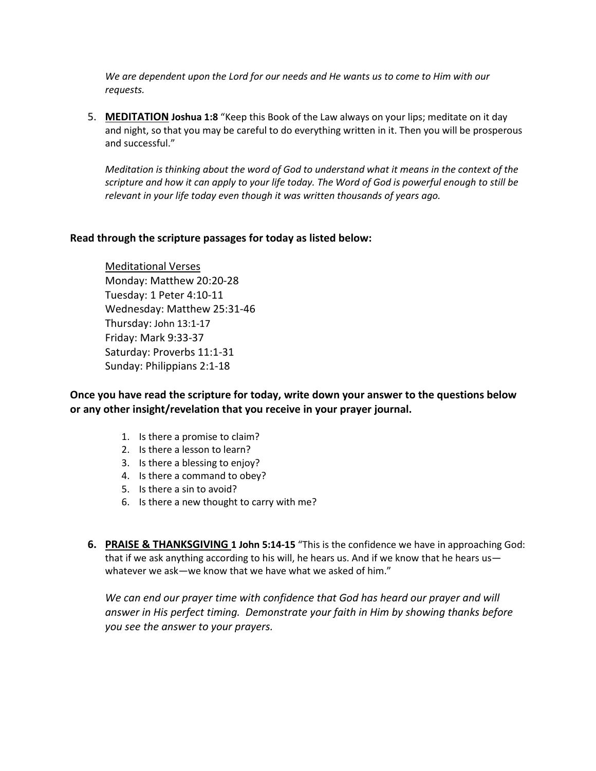*We are dependent upon the Lord for our needs and He wants us to come to Him with our requests.*

5. **MEDITATION** **Joshua 1:8** "Keep this Book of the Law always on your lips; meditate on it day and night, so that you may be careful to do everything written in it. Then you will be prosperous and successful."

   *Meditation is thinking about the word of God to understand what it means in the context of the scripture and how it can apply to your life today. The Word of God is powerful enough to still be relevant in your life today even though it was written thousands of years ago.*

**Read through the scripture passages for today as listed below:**

Meditational Verses
Monday: Matthew 20:20-28
Tuesday: 1 Peter 4:10-11
Wednesday: Matthew 25:31-46
Thursday: John 13:1-17
Friday: Mark 9:33-37
Saturday: Proverbs 11:1-31
Sunday: Philippians 2:1-18

**Once you have read the scripture for today, write down your answer to the questions below or any other insight/revelation that you receive in your prayer journal.**

1. Is there a promise to claim?
2. Is there a lesson to learn?
3. Is there a blessing to enjoy?
4. Is there a command to obey?
5. Is there a sin to avoid?
6. Is there a new thought to carry with me?

6. **PRAISE & THANKSGIVING** **1 John 5:14-15** "This is the confidence we have in approaching God: that if we ask anything according to his will, he hears us. And if we know that he hears us—whatever we ask—we know that we have what we asked of him."

   *We can end our prayer time with confidence that God has heard our prayer and will answer in His perfect timing. Demonstrate your faith in Him by showing thanks before you see the answer to your prayers.*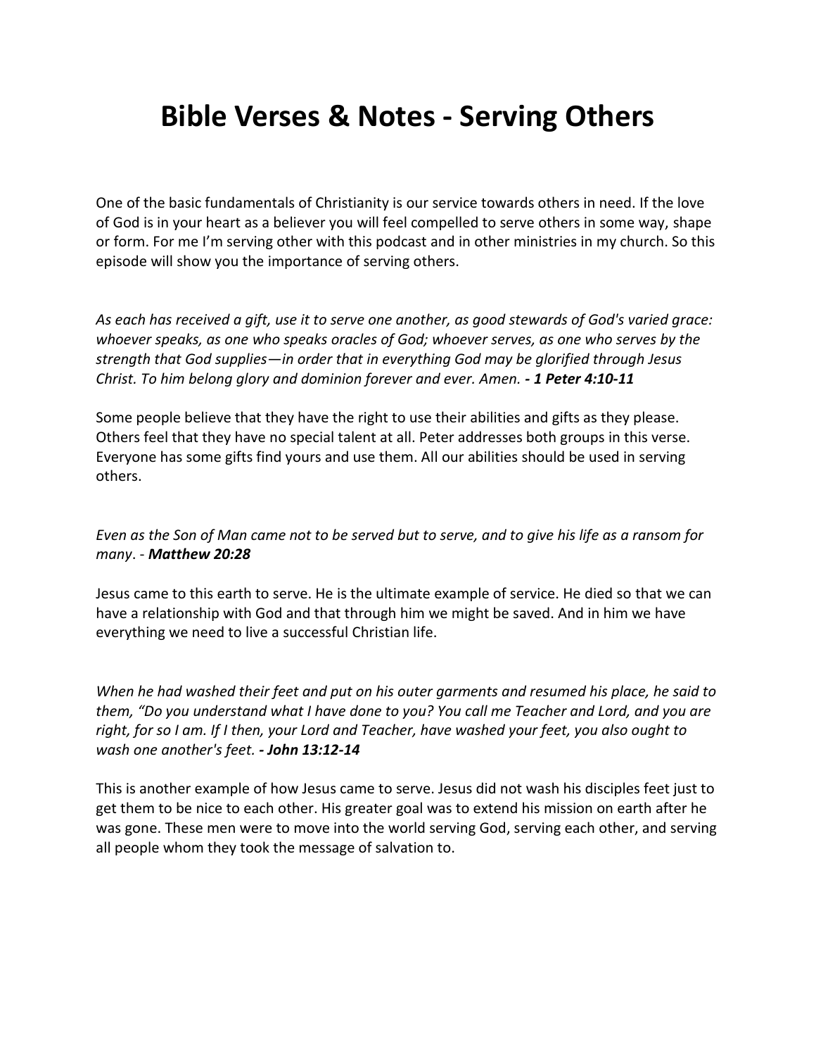# Bible Verses & Notes - Serving Others

One of the basic fundamentals of Christianity is our service towards others in need. If the love of God is in your heart as a believer you will feel compelled to serve others in some way, shape or form. For me I'm serving other with this podcast and in other ministries in my church. So this episode will show you the importance of serving others.

*As each has received a gift, use it to serve one another, as good stewards of God's varied grace: whoever speaks, as one who speaks oracles of God; whoever serves, as one who serves by the strength that God supplies—in order that in everything God may be glorified through Jesus Christ. To him belong glory and dominion forever and ever. Amen.* ***- 1 Peter 4:10-11***

Some people believe that they have the right to use their abilities and gifts as they please. Others feel that they have no special talent at all. Peter addresses both groups in this verse. Everyone has some gifts find yours and use them. All our abilities should be used in serving others.

*Even as the Son of Man came not to be served but to serve, and to give his life as a ransom for many*. - ***Matthew 20:28***

Jesus came to this earth to serve. He is the ultimate example of service. He died so that we can have a relationship with God and that through him we might be saved. And in him we have everything we need to live a successful Christian life.

*When he had washed their feet and put on his outer garments and resumed his place, he said to them, "Do you understand what I have done to you? You call me Teacher and Lord, and you are right, for so I am. If I then, your Lord and Teacher, have washed your feet, you also ought to wash one another's feet.* ***- John 13:12-14***

This is another example of how Jesus came to serve. Jesus did not wash his disciples feet just to get them to be nice to each other. His greater goal was to extend his mission on earth after he was gone. These men were to move into the world serving God, serving each other, and serving all people whom they took the message of salvation to.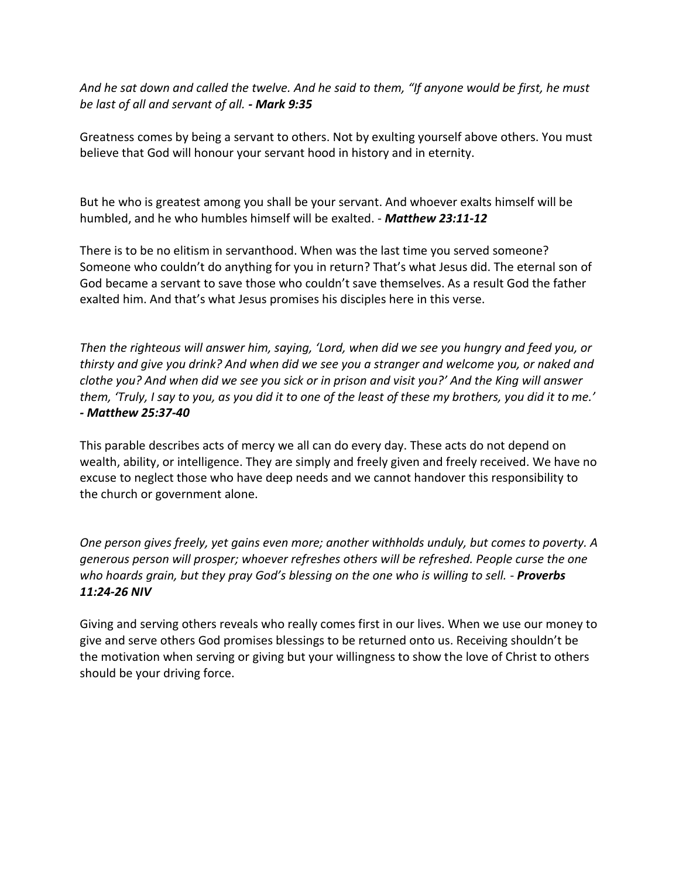*And he sat down and called the twelve. And he said to them, "If anyone would be first, he must be last of all and servant of all.* ***- Mark 9:35***

Greatness comes by being a servant to others. Not by exulting yourself above others. You must believe that God will honour your servant hood in history and in eternity.

But he who is greatest among you shall be your servant. And whoever exalts himself will be humbled, and he who humbles himself will be exalted. - ***Matthew 23:11-12***

There is to be no elitism in servanthood. When was the last time you served someone? Someone who couldn't do anything for you in return? That's what Jesus did. The eternal son of God became a servant to save those who couldn't save themselves. As a result God the father exalted him. And that's what Jesus promises his disciples here in this verse.

*Then the righteous will answer him, saying, 'Lord, when did we see you hungry and feed you, or thirsty and give you drink? And when did we see you a stranger and welcome you, or naked and clothe you? And when did we see you sick or in prison and visit you?' And the King will answer them, 'Truly, I say to you, as you did it to one of the least of these my brothers, you did it to me.'* ***- Matthew 25:37-40***

This parable describes acts of mercy we all can do every day. These acts do not depend on wealth, ability, or intelligence. They are simply and freely given and freely received. We have no excuse to neglect those who have deep needs and we cannot handover this responsibility to the church or government alone.

*One person gives freely, yet gains even more; another withholds unduly, but comes to poverty. A generous person will prosper; whoever refreshes others will be refreshed. People curse the one who hoards grain, but they pray God's blessing on the one who is willing to sell.* - ***Proverbs 11:24-26 NIV***

Giving and serving others reveals who really comes first in our lives. When we use our money to give and serve others God promises blessings to be returned onto us. Receiving shouldn't be the motivation when serving or giving but your willingness to show the love of Christ to others should be your driving force.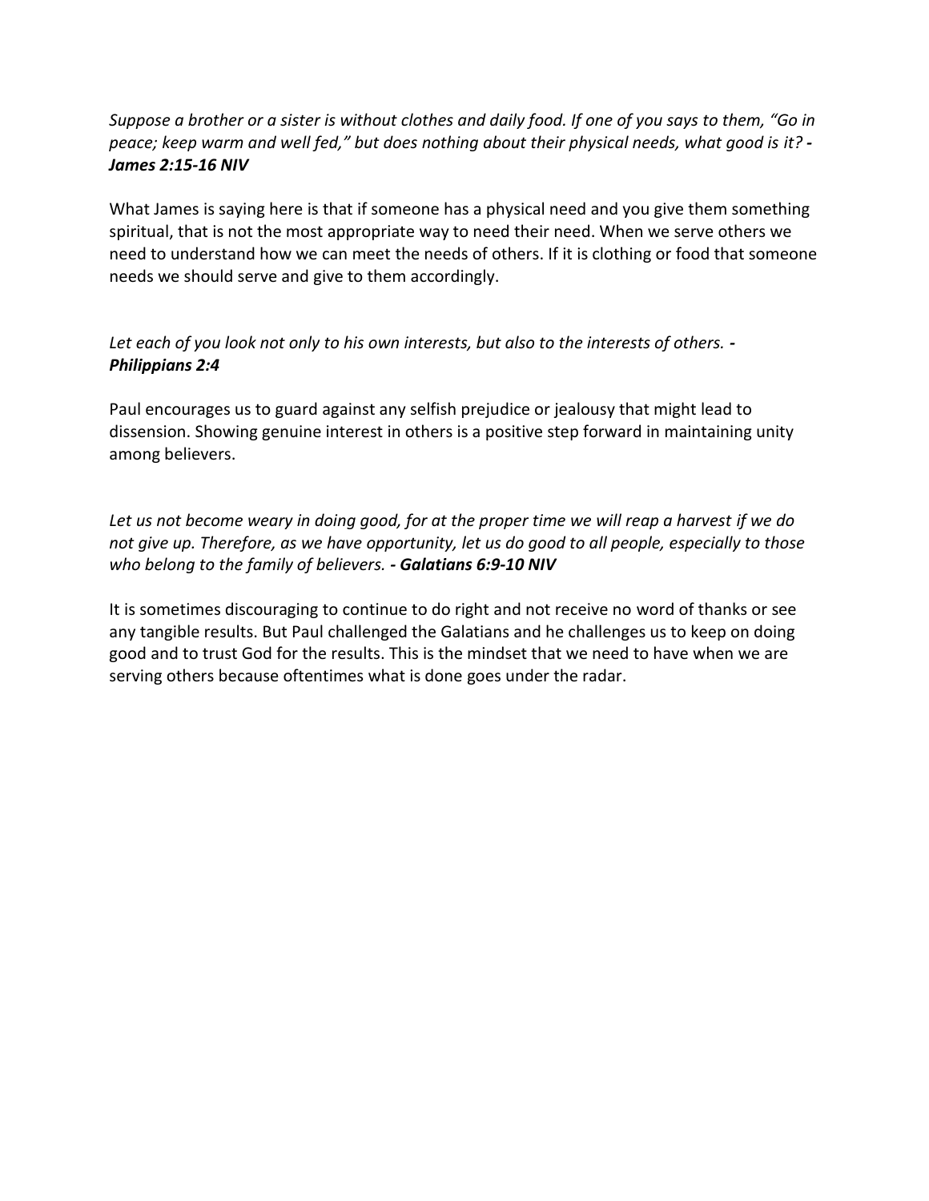*Suppose a brother or a sister is without clothes and daily food. If one of you says to them, "Go in peace; keep warm and well fed," but does nothing about their physical needs, what good is it?* ***- James 2:15-16 NIV***

What James is saying here is that if someone has a physical need and you give them something spiritual, that is not the most appropriate way to need their need. When we serve others we need to understand how we can meet the needs of others. If it is clothing or food that someone needs we should serve and give to them accordingly.

*Let each of you look not only to his own interests, but also to the interests of others.* ***- Philippians 2:4***

Paul encourages us to guard against any selfish prejudice or jealousy that might lead to dissension. Showing genuine interest in others is a positive step forward in maintaining unity among believers.

*Let us not become weary in doing good, for at the proper time we will reap a harvest if we do not give up. Therefore, as we have opportunity, let us do good to all people, especially to those who belong to the family of believers.* ***- Galatians 6:9-10 NIV***

It is sometimes discouraging to continue to do right and not receive no word of thanks or see any tangible results. But Paul challenged the Galatians and he challenges us to keep on doing good and to trust God for the results. This is the mindset that we need to have when we are serving others because oftentimes what is done goes under the radar.